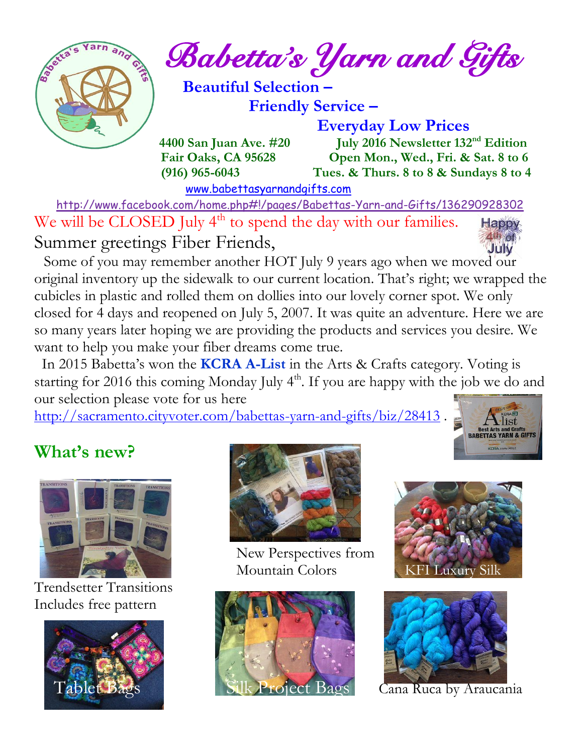# Babetta's Yarn and Gifts

**Beautiful Selection –**
**Friendly Service –**
**Everyday Low Prices**

**4400 San Juan Ave. #20**
**Fair Oaks, CA 95628**
**(916) 965-6043**

**July 2016 Newsletter 132nd Edition**
**Open Mon., Wed., Fri. & Sat. 8 to 6**
**Tues. & Thurs. 8 to 8 & Sundays 8 to 4**

www.babettasyarnandgifts.com

http://www.facebook.com/home.php#!/pages/Babettas-Yarn-and-Gifts/136290928302

We will be CLOSED July 4th to spend the day with our families.

Summer greetings Fiber Friends,

Some of you may remember another HOT July 9 years ago when we moved our original inventory up the sidewalk to our current location. That's right; we wrapped the cubicles in plastic and rolled them on dollies into our lovely corner spot. We only closed for 4 days and reopened on July 5, 2007. It was quite an adventure. Here we are so many years later hoping we are providing the products and services you desire. We want to help you make your fiber dreams come true.

In 2015 Babetta's won the **KCRA A-List** in the Arts & Crafts category. Voting is starting for 2016 this coming Monday July 4th. If you are happy with the job we do and our selection please vote for us here http://sacramento.cityvoter.com/babettas-yarn-and-gifts/biz/28413 .

## What's new?

Trendsetter Transitions
Includes free pattern

New Perspectives from Mountain Colors

KFI Luxury Silk

Tablet Bags

Silk Project Bags

Cana Ruca by Araucania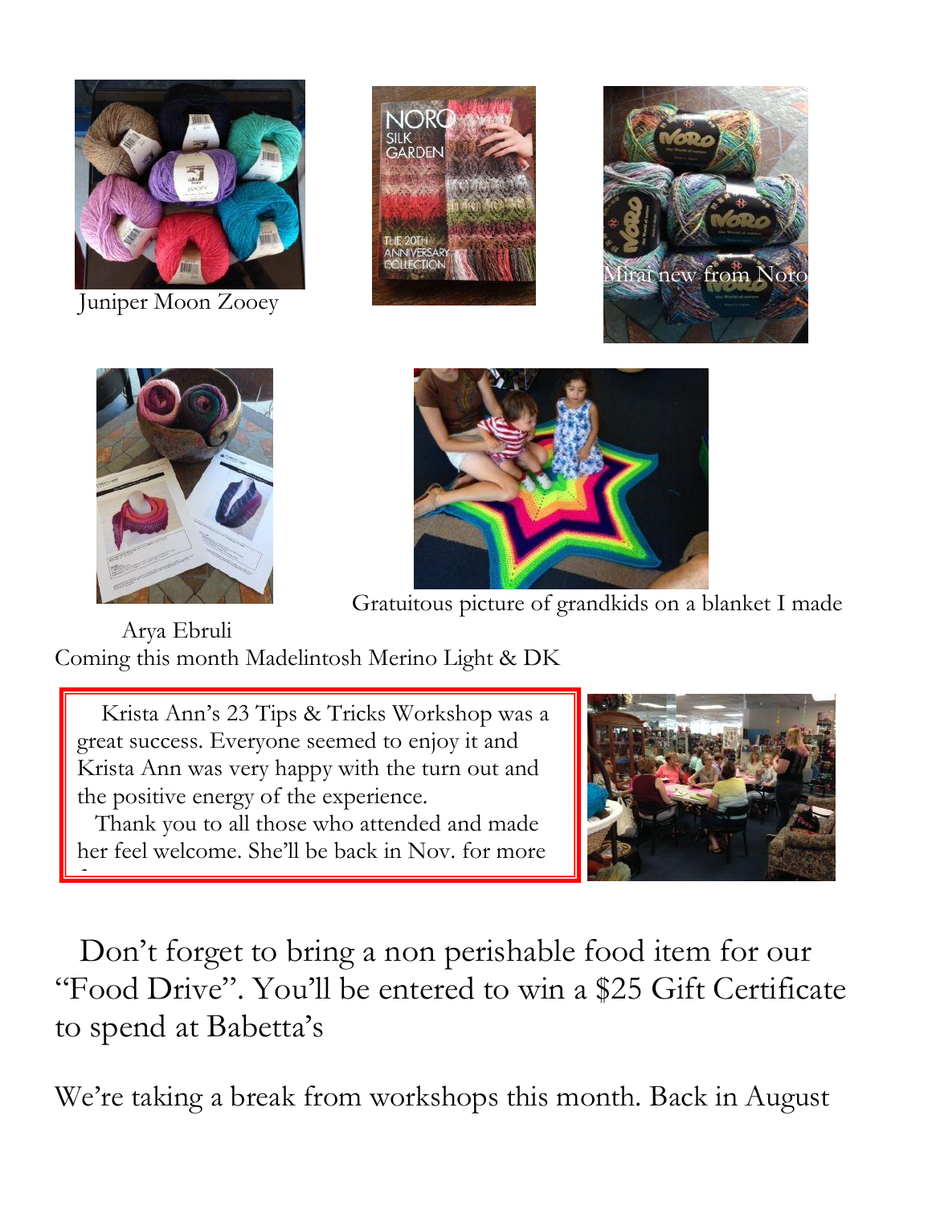Juniper Moon Zooey

Mirai new from Noro

Gratuitous picture of grandkids on a blanket I made

Arya Ebruli

Coming this month Madelintosh Merino Light & DK

Krista Ann's 23 Tips & Tricks Workshop was a great success. Everyone seemed to enjoy it and Krista Ann was very happy with the turn out and the positive energy of the experience.

Thank you to all those who attended and made her feel welcome. She'll be back in Nov. for more

Don't forget to bring a non perishable food item for our "Food Drive". You'll be entered to win a $25 Gift Certificate to spend at Babetta's

We're taking a break from workshops this month. Back in August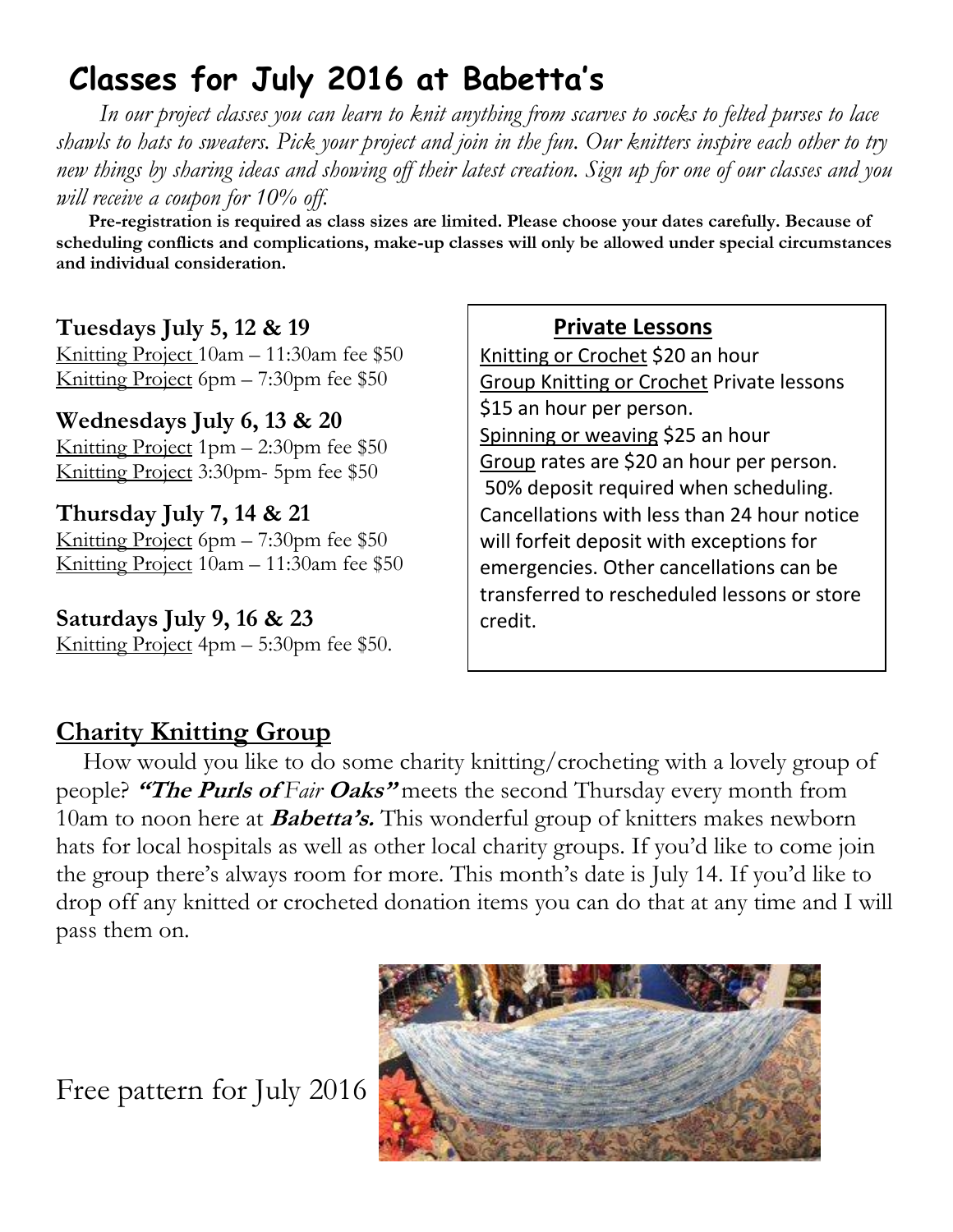# Classes for July 2016 at Babetta's

*In our project classes you can learn to knit anything from scarves to socks to felted purses to lace shawls to hats to sweaters. Pick your project and join in the fun. Our knitters inspire each other to try new things by sharing ideas and showing off their latest creation. Sign up for one of our classes and you will receive a coupon for 10% off.*

**Pre-registration is required as class sizes are limited. Please choose your dates carefully. Because of scheduling conflicts and complications, make-up classes will only be allowed under special circumstances and individual consideration.**

**Tuesdays July 5, 12 & 19**
Knitting Project 10am – 11:30am fee $50
Knitting Project 6pm – 7:30pm fee $50

**Wednesdays July 6, 13 & 20**
Knitting Project 1pm – 2:30pm fee $50
Knitting Project 3:30pm- 5pm fee $50

**Thursday July 7, 14 & 21**
Knitting Project 6pm – 7:30pm fee $50
Knitting Project 10am – 11:30am fee $50

**Saturdays July 9, 16 & 23**
Knitting Project 4pm – 5:30pm fee $50.

## Private Lessons

Knitting or Crochet $20 an hour
Group Knitting or Crochet Private lessons $15 an hour per person.
Spinning or weaving $25 an hour
Group rates are $20 an hour per person.
50% deposit required when scheduling. Cancellations with less than 24 hour notice will forfeit deposit with exceptions for emergencies. Other cancellations can be transferred to rescheduled lessons or store credit.

## Charity Knitting Group

How would you like to do some charity knitting/crocheting with a lovely group of people? ***"The Purls of** Fair **Oaks"*** meets the second Thursday every month from 10am to noon here at ***Babetta's.*** This wonderful group of knitters makes newborn hats for local hospitals as well as other local charity groups. If you'd like to come join the group there's always room for more. This month's date is July 14. If you'd like to drop off any knitted or crocheted donation items you can do that at any time and I will pass them on.

Free pattern for July 2016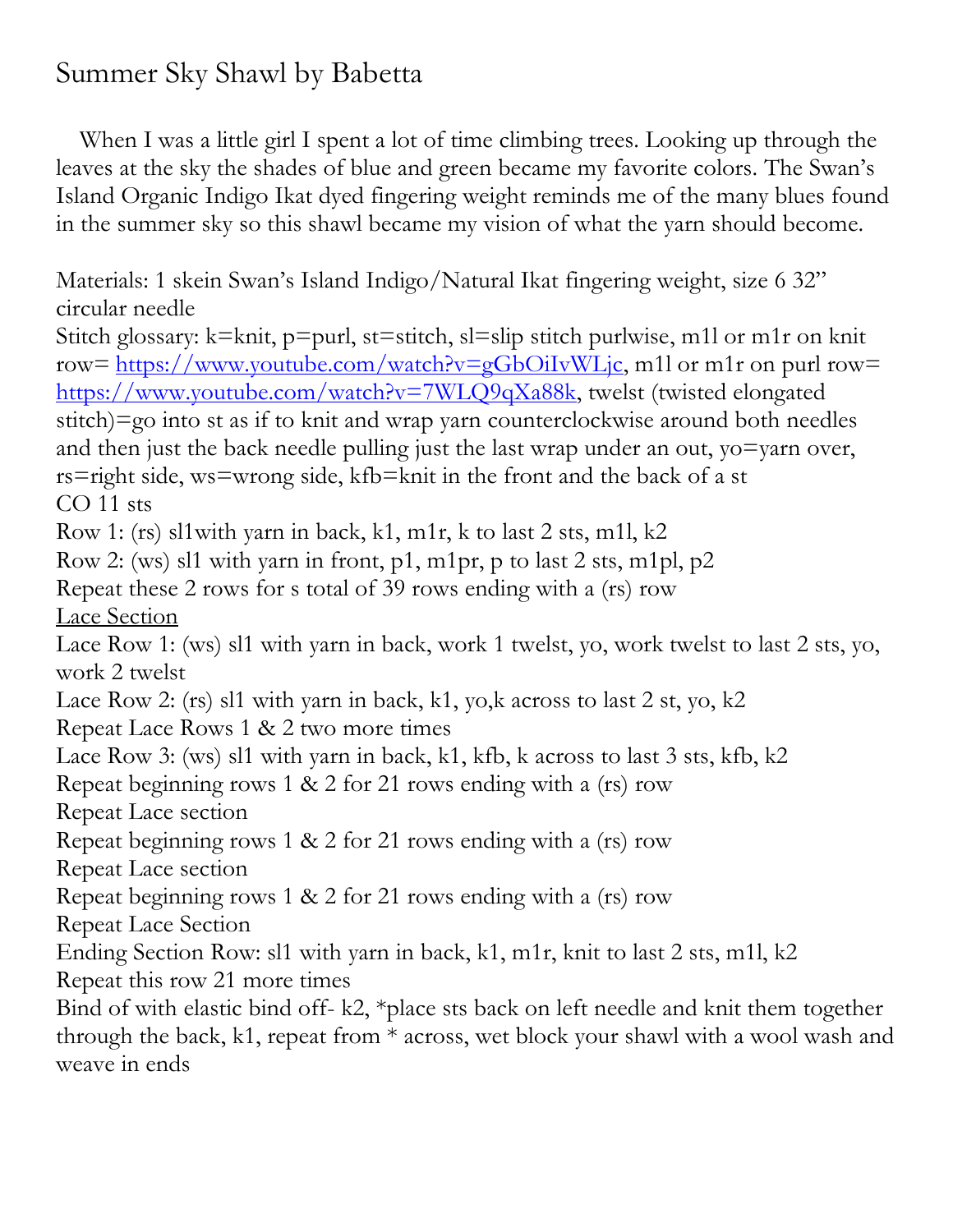# Summer Sky Shawl by Babetta

When I was a little girl I spent a lot of time climbing trees. Looking up through the leaves at the sky the shades of blue and green became my favorite colors. The Swan's Island Organic Indigo Ikat dyed fingering weight reminds me of the many blues found in the summer sky so this shawl became my vision of what the yarn should become.

Materials: 1 skein Swan's Island Indigo/Natural Ikat fingering weight, size 6 32" circular needle

Stitch glossary: k=knit, p=purl, st=stitch, sl=slip stitch purlwise, m1l or m1r on knit row= https://www.youtube.com/watch?v=gGbOiIvWLjc, m1l or m1r on purl row= https://www.youtube.com/watch?v=7WLQ9qXa88k, twelst (twisted elongated stitch)=go into st as if to knit and wrap yarn counterclockwise around both needles and then just the back needle pulling just the last wrap under an out, yo=yarn over, rs=right side, ws=wrong side, kfb=knit in the front and the back of a st

CO 11 sts

Row 1: (rs) sl1with yarn in back, k1, m1r, k to last 2 sts, m1l, k2

Row 2: (ws) sl1 with yarn in front, p1, m1pr, p to last 2 sts, m1pl, p2

Repeat these 2 rows for s total of 39 rows ending with a (rs) row

<u>Lace Section</u>

Lace Row 1: (ws) sl1 with yarn in back, work 1 twelst, yo, work twelst to last 2 sts, yo, work 2 twelst

Lace Row 2: (rs) sl1 with yarn in back, k1, yo,k across to last 2 st, yo, k2

Repeat Lace Rows 1 & 2 two more times

Lace Row 3: (ws) sl1 with yarn in back, k1, kfb, k across to last 3 sts, kfb, k2

Repeat beginning rows 1 & 2 for 21 rows ending with a (rs) row

Repeat Lace section

Repeat beginning rows 1 & 2 for 21 rows ending with a (rs) row

Repeat Lace section

Repeat beginning rows 1 & 2 for 21 rows ending with a (rs) row

Repeat Lace Section

Ending Section Row: sl1 with yarn in back, k1, m1r, knit to last 2 sts, m1l, k2

Repeat this row 21 more times

Bind of with elastic bind off- k2, *place sts back on left needle and knit them together through the back, k1, repeat from * across, wet block your shawl with a wool wash and weave in ends